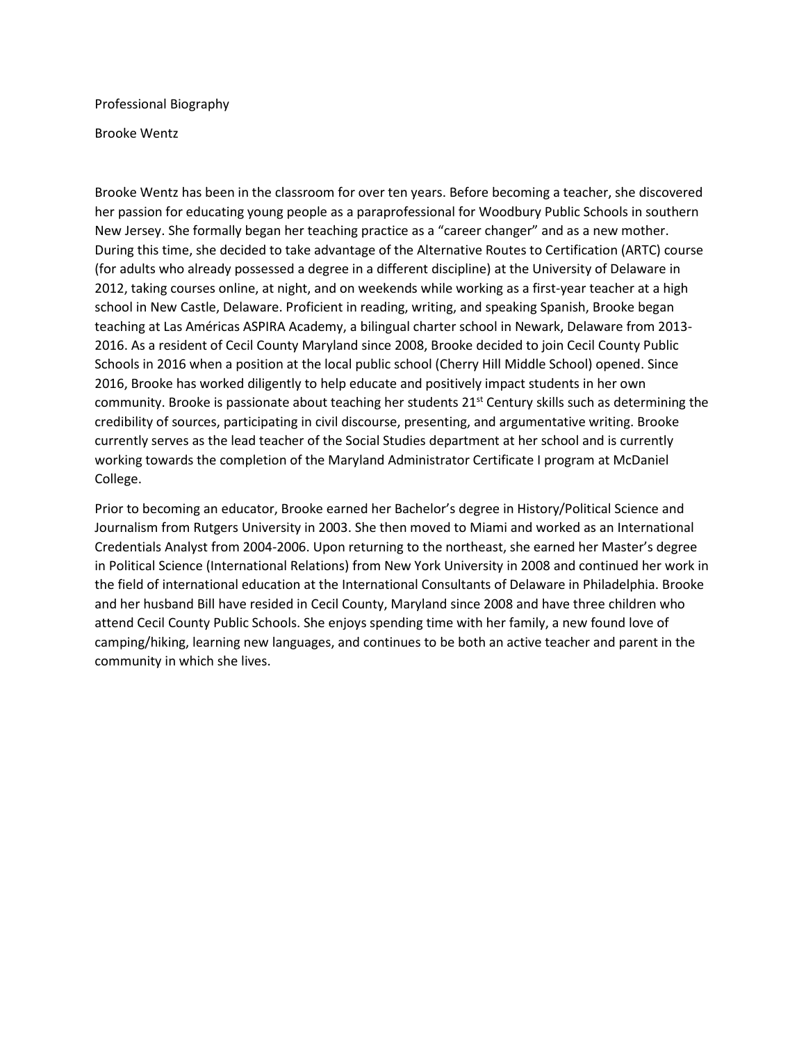Professional Biography

Brooke Wentz

Brooke Wentz has been in the classroom for over ten years. Before becoming a teacher, she discovered her passion for educating young people as a paraprofessional for Woodbury Public Schools in southern New Jersey. She formally began her teaching practice as a "career changer" and as a new mother. During this time, she decided to take advantage of the Alternative Routes to Certification (ARTC) course (for adults who already possessed a degree in a different discipline) at the University of Delaware in 2012, taking courses online, at night, and on weekends while working as a first-year teacher at a high school in New Castle, Delaware. Proficient in reading, writing, and speaking Spanish, Brooke began teaching at Las Américas ASPIRA Academy, a bilingual charter school in Newark, Delaware from 2013-2016. As a resident of Cecil County Maryland since 2008, Brooke decided to join Cecil County Public Schools in 2016 when a position at the local public school (Cherry Hill Middle School) opened. Since 2016, Brooke has worked diligently to help educate and positively impact students in her own community. Brooke is passionate about teaching her students 21st Century skills such as determining the credibility of sources, participating in civil discourse, presenting, and argumentative writing. Brooke currently serves as the lead teacher of the Social Studies department at her school and is currently working towards the completion of the Maryland Administrator Certificate I program at McDaniel College.

Prior to becoming an educator, Brooke earned her Bachelor's degree in History/Political Science and Journalism from Rutgers University in 2003. She then moved to Miami and worked as an International Credentials Analyst from 2004-2006. Upon returning to the northeast, she earned her Master's degree in Political Science (International Relations) from New York University in 2008 and continued her work in the field of international education at the International Consultants of Delaware in Philadelphia. Brooke and her husband Bill have resided in Cecil County, Maryland since 2008 and have three children who attend Cecil County Public Schools. She enjoys spending time with her family, a new found love of camping/hiking, learning new languages, and continues to be both an active teacher and parent in the community in which she lives.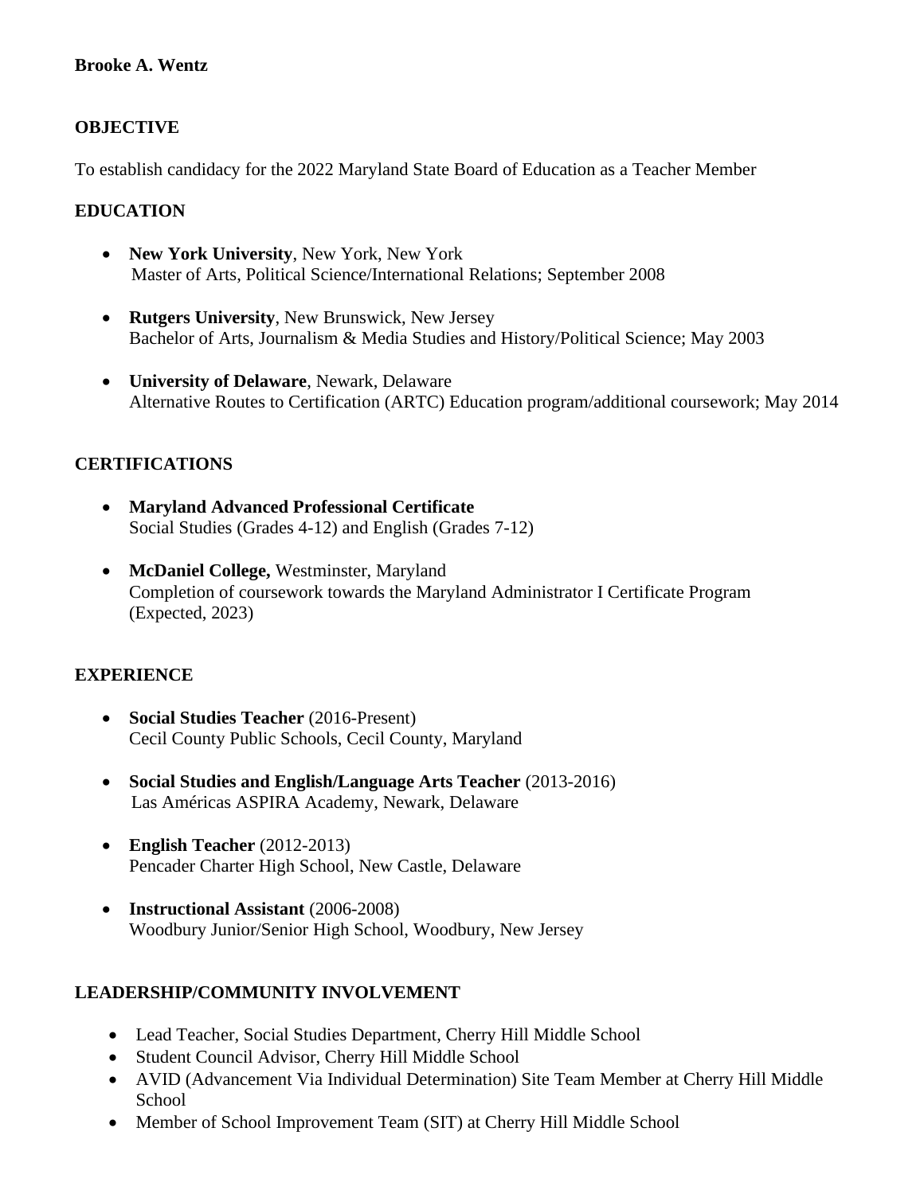**Brooke A. Wentz**

## OBJECTIVE

To establish candidacy for the 2022 Maryland State Board of Education as a Teacher Member

## EDUCATION

- **New York University**, New York, New York
  Master of Arts, Political Science/International Relations; September 2008

- **Rutgers University**, New Brunswick, New Jersey
  Bachelor of Arts, Journalism & Media Studies and History/Political Science; May 2003

- **University of Delaware**, Newark, Delaware
  Alternative Routes to Certification (ARTC) Education program/additional coursework; May 2014

## CERTIFICATIONS

- **Maryland Advanced Professional Certificate**
  Social Studies (Grades 4-12) and English (Grades 7-12)

- **McDaniel College,** Westminster, Maryland
  Completion of coursework towards the Maryland Administrator I Certificate Program (Expected, 2023)

## EXPERIENCE

- **Social Studies Teacher** (2016-Present)
  Cecil County Public Schools, Cecil County, Maryland

- **Social Studies and English/Language Arts Teacher** (2013-2016)
  Las Américas ASPIRA Academy, Newark, Delaware

- **English Teacher** (2012-2013)
  Pencader Charter High School, New Castle, Delaware

- **Instructional Assistant** (2006-2008)
  Woodbury Junior/Senior High School, Woodbury, New Jersey

## LEADERSHIP/COMMUNITY INVOLVEMENT

- Lead Teacher, Social Studies Department, Cherry Hill Middle School
- Student Council Advisor, Cherry Hill Middle School
- AVID (Advancement Via Individual Determination) Site Team Member at Cherry Hill Middle School
- Member of School Improvement Team (SIT) at Cherry Hill Middle School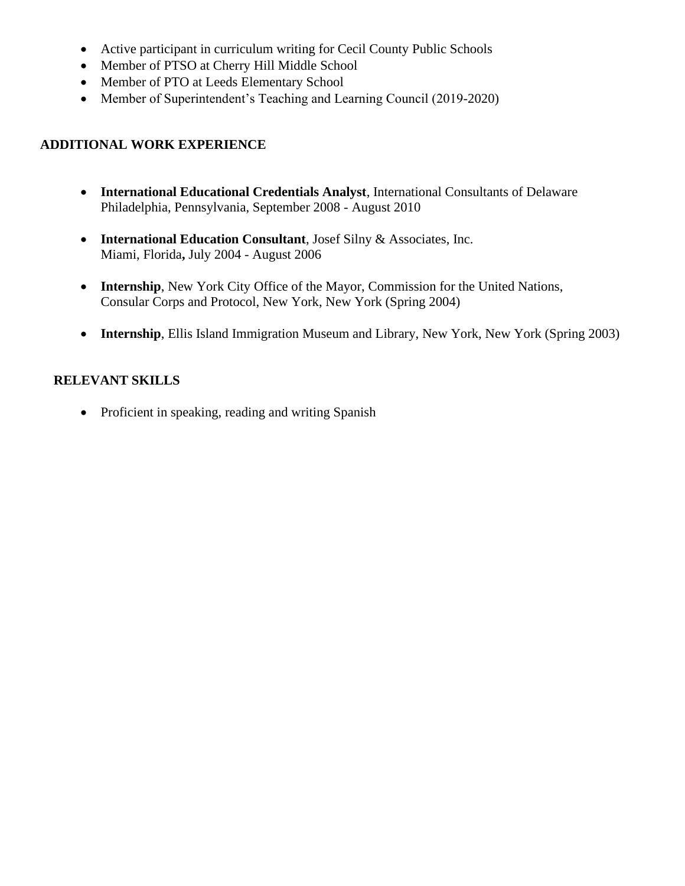- Active participant in curriculum writing for Cecil County Public Schools
- Member of PTSO at Cherry Hill Middle School
- Member of PTO at Leeds Elementary School
- Member of Superintendent's Teaching and Learning Council (2019-2020)

## ADDITIONAL WORK EXPERIENCE

- **International Educational Credentials Analyst**, International Consultants of Delaware
  Philadelphia, Pennsylvania, September 2008 - August 2010

- **International Education Consultant**, Josef Silny & Associates, Inc.
  Miami, Florida**,** July 2004 - August 2006

- **Internship**, New York City Office of the Mayor, Commission for the United Nations, Consular Corps and Protocol, New York, New York (Spring 2004)

- **Internship**, Ellis Island Immigration Museum and Library, New York, New York (Spring 2003)

## RELEVANT SKILLS

- Proficient in speaking, reading and writing Spanish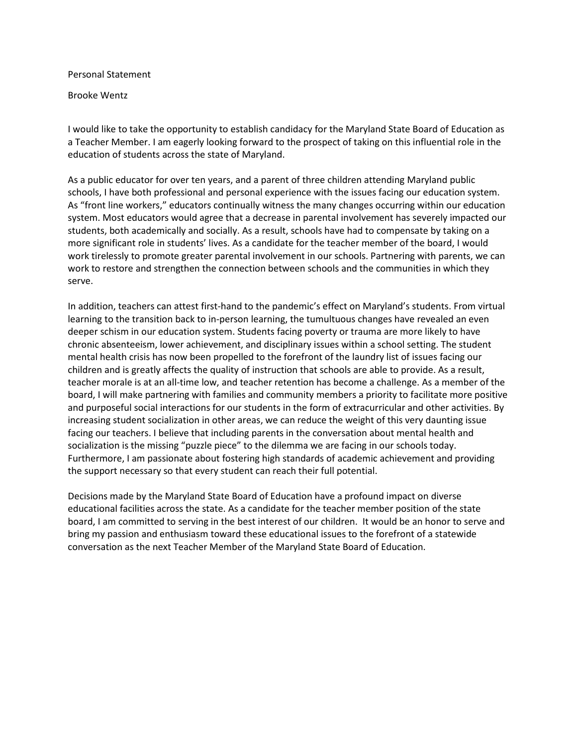Personal Statement

Brooke Wentz

I would like to take the opportunity to establish candidacy for the Maryland State Board of Education as a Teacher Member. I am eagerly looking forward to the prospect of taking on this influential role in the education of students across the state of Maryland.

As a public educator for over ten years, and a parent of three children attending Maryland public schools, I have both professional and personal experience with the issues facing our education system. As “front line workers,” educators continually witness the many changes occurring within our education system. Most educators would agree that a decrease in parental involvement has severely impacted our students, both academically and socially. As a result, schools have had to compensate by taking on a more significant role in students’ lives. As a candidate for the teacher member of the board, I would work tirelessly to promote greater parental involvement in our schools. Partnering with parents, we can work to restore and strengthen the connection between schools and the communities in which they serve.

In addition, teachers can attest first-hand to the pandemic’s effect on Maryland’s students. From virtual learning to the transition back to in-person learning, the tumultuous changes have revealed an even deeper schism in our education system. Students facing poverty or trauma are more likely to have chronic absenteeism, lower achievement, and disciplinary issues within a school setting. The student mental health crisis has now been propelled to the forefront of the laundry list of issues facing our children and is greatly affects the quality of instruction that schools are able to provide. As a result, teacher morale is at an all-time low, and teacher retention has become a challenge. As a member of the board, I will make partnering with families and community members a priority to facilitate more positive and purposeful social interactions for our students in the form of extracurricular and other activities. By increasing student socialization in other areas, we can reduce the weight of this very daunting issue facing our teachers. I believe that including parents in the conversation about mental health and socialization is the missing “puzzle piece” to the dilemma we are facing in our schools today. Furthermore, I am passionate about fostering high standards of academic achievement and providing the support necessary so that every student can reach their full potential.

Decisions made by the Maryland State Board of Education have a profound impact on diverse educational facilities across the state. As a candidate for the teacher member position of the state board, I am committed to serving in the best interest of our children. It would be an honor to serve and bring my passion and enthusiasm toward these educational issues to the forefront of a statewide conversation as the next Teacher Member of the Maryland State Board of Education.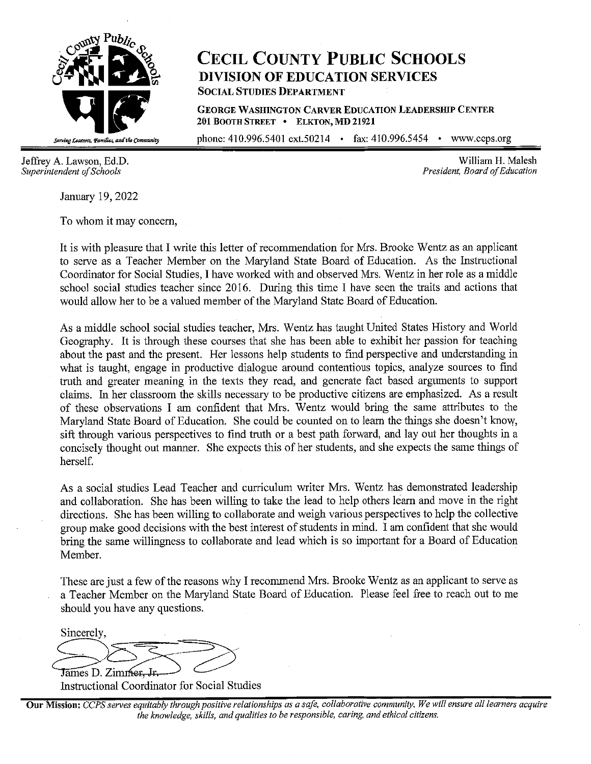# CECIL COUNTY PUBLIC SCHOOLS

## DIVISION OF EDUCATION SERVICES

SOCIAL STUDIES DEPARTMENT

GEORGE WASHINGTON CARVER EDUCATION LEADERSHIP CENTER
201 BOOTH STREET • ELKTON, MD 21921

phone: 410.996.5401 ext.50214 • fax: 410.996.5454 • www.ccps.org

*Serving Learners, Families, and the Community*

Jeffrey A. Lawson, Ed.D.
*Superintendent of Schools*

William H. Malesh
*President, Board of Education*

January 19, 2022

To whom it may concern,

It is with pleasure that I write this letter of recommendation for Mrs. Brooke Wentz as an applicant to serve as a Teacher Member on the Maryland State Board of Education. As the Instructional Coordinator for Social Studies, I have worked with and observed Mrs. Wentz in her role as a middle school social studies teacher since 2016. During this time I have seen the traits and actions that would allow her to be a valued member of the Maryland State Board of Education.

As a middle school social studies teacher, Mrs. Wentz has taught United States History and World Geography. It is through these courses that she has been able to exhibit her passion for teaching about the past and the present. Her lessons help students to find perspective and understanding in what is taught, engage in productive dialogue around contentious topics, analyze sources to find truth and greater meaning in the texts they read, and generate fact based arguments to support claims. In her classroom the skills necessary to be productive citizens are emphasized. As a result of these observations I am confident that Mrs. Wentz would bring the same attributes to the Maryland State Board of Education. She could be counted on to learn the things she doesn't know, sift through various perspectives to find truth or a best path forward, and lay out her thoughts in a concisely thought out manner. She expects this of her students, and she expects the same things of herself.

As a social studies Lead Teacher and curriculum writer Mrs. Wentz has demonstrated leadership and collaboration. She has been willing to take the lead to help others learn and move in the right directions. She has been willing to collaborate and weigh various perspectives to help the collective group make good decisions with the best interest of students in mind. I am confident that she would bring the same willingness to collaborate and lead which is so important for a Board of Education Member.

These are just a few of the reasons why I recommend Mrs. Brooke Wentz as an applicant to serve as a Teacher Member on the Maryland State Board of Education. Please feel free to reach out to me should you have any questions.

Sincerely,

James D. Zimmer, Jr.
Instructional Coordinator for Social Studies

**Our Mission:** *CCPS serves equitably through positive relationships as a safe, collaborative community. We will ensure all learners acquire the knowledge, skills, and qualities to be responsible, caring, and ethical citizens.*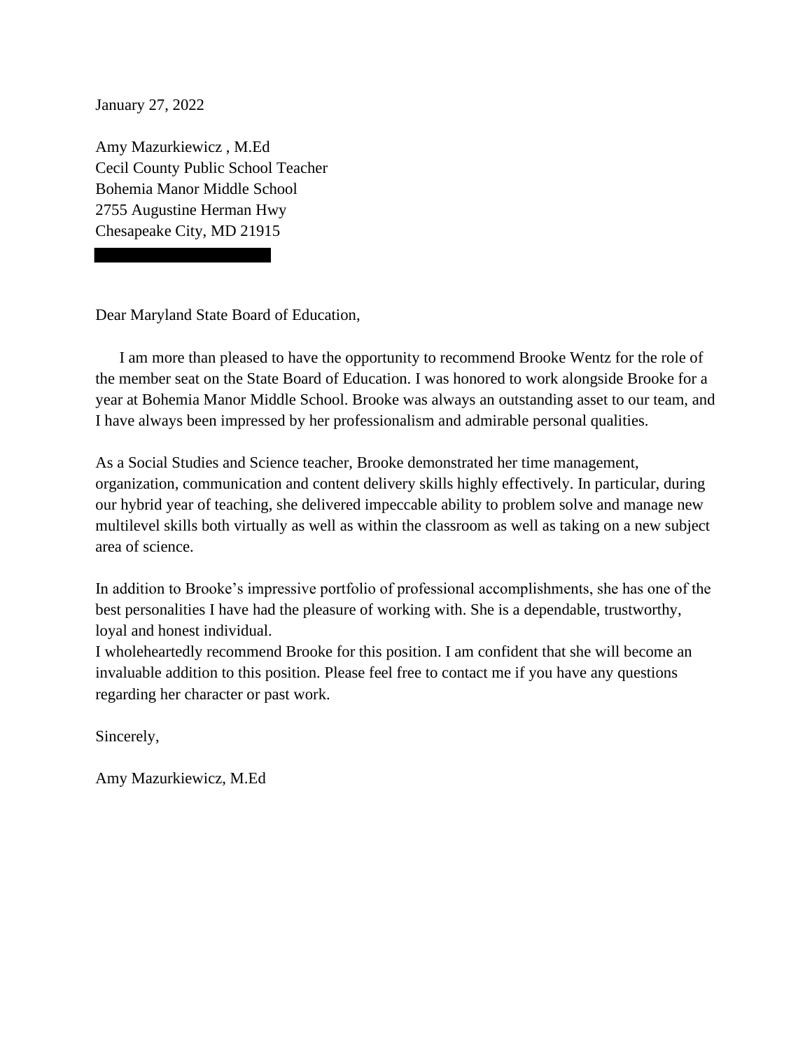January 27, 2022

Amy Mazurkiewicz , M.Ed
Cecil County Public School Teacher
Bohemia Manor Middle School
2755 Augustine Herman Hwy
Chesapeake City, MD 21915

Dear Maryland State Board of Education,

I am more than pleased to have the opportunity to recommend Brooke Wentz for the role of the member seat on the State Board of Education. I was honored to work alongside Brooke for a year at Bohemia Manor Middle School. Brooke was always an outstanding asset to our team, and I have always been impressed by her professionalism and admirable personal qualities.

As a Social Studies and Science teacher, Brooke demonstrated her time management, organization, communication and content delivery skills highly effectively. In particular, during our hybrid year of teaching, she delivered impeccable ability to problem solve and manage new multilevel skills both virtually as well as within the classroom as well as taking on a new subject area of science.

In addition to Brooke's impressive portfolio of professional accomplishments, she has one of the best personalities I have had the pleasure of working with. She is a dependable, trustworthy, loyal and honest individual.
I wholeheartedly recommend Brooke for this position. I am confident that she will become an invaluable addition to this position. Please feel free to contact me if you have any questions regarding her character or past work.

Sincerely,

Amy Mazurkiewicz, M.Ed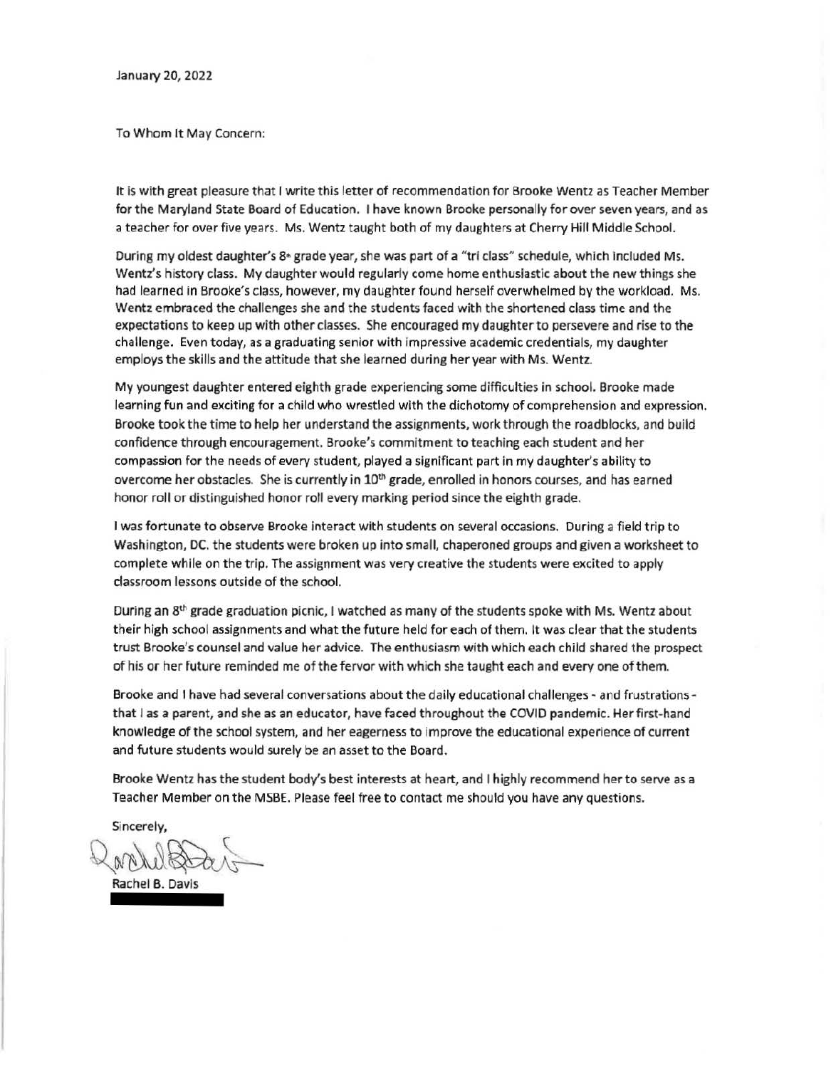January 20, 2022

To Whom It May Concern:

It is with great pleasure that I write this letter of recommendation for Brooke Wentz as Teacher Member for the Maryland State Board of Education. I have known Brooke personally for over seven years, and as a teacher for over five years. Ms. Wentz taught both of my daughters at Cherry Hill Middle School.

During my oldest daughter's 8th grade year, she was part of a "tri class" schedule, which included Ms. Wentz's history class. My daughter would regularly come home enthusiastic about the new things she had learned in Brooke's class, however, my daughter found herself overwhelmed by the workload. Ms. Wentz embraced the challenges she and the students faced with the shortened class time and the expectations to keep up with other classes. She encouraged my daughter to persevere and rise to the challenge. Even today, as a graduating senior with impressive academic credentials, my daughter employs the skills and the attitude that she learned during her year with Ms. Wentz.

My youngest daughter entered eighth grade experiencing some difficulties in school. Brooke made learning fun and exciting for a child who wrestled with the dichotomy of comprehension and expression. Brooke took the time to help her understand the assignments, work through the roadblocks, and build confidence through encouragement. Brooke's commitment to teaching each student and her compassion for the needs of every student, played a significant part in my daughter's ability to overcome her obstacles. She is currently in 10th grade, enrolled in honors courses, and has earned honor roll or distinguished honor roll every marking period since the eighth grade.

I was fortunate to observe Brooke interact with students on several occasions. During a field trip to Washington, DC. the students were broken up into small, chaperoned groups and given a worksheet to complete while on the trip. The assignment was very creative the students were excited to apply classroom lessons outside of the school.

During an 8th grade graduation picnic, I watched as many of the students spoke with Ms. Wentz about their high school assignments and what the future held for each of them. It was clear that the students trust Brooke's counsel and value her advice. The enthusiasm with which each child shared the prospect of his or her future reminded me of the fervor with which she taught each and every one of them.

Brooke and I have had several conversations about the daily educational challenges - and frustrations - that I as a parent, and she as an educator, have faced throughout the COVID pandemic. Her first-hand knowledge of the school system, and her eagerness to improve the educational experience of current and future students would surely be an asset to the Board.

Brooke Wentz has the student body's best interests at heart, and I highly recommend her to serve as a Teacher Member on the MSBE. Please feel free to contact me should you have any questions.

Sincerely,

Rachel B. Davis